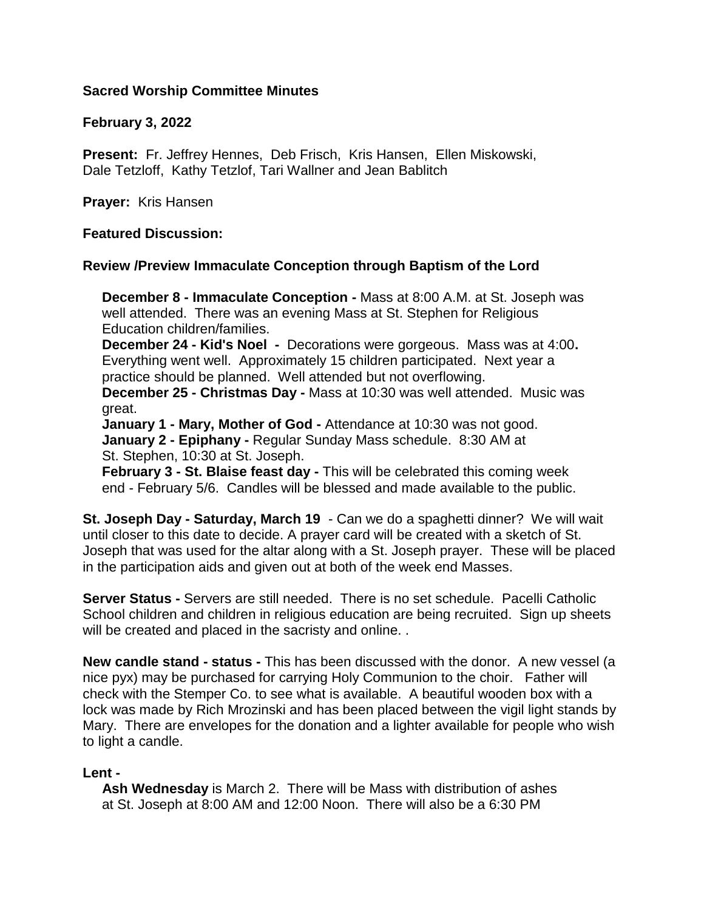**Sacred Worship Committee Minutes**

**February 3, 2022**

**Present:** Fr. Jeffrey Hennes, Deb Frisch, Kris Hansen, Ellen Miskowski, Dale Tetzloff, Kathy Tetzlof, Tari Wallner and Jean Bablitch

**Prayer:** Kris Hansen

**Featured Discussion:**

**Review /Preview Immaculate Conception through Baptism of the Lord**

**December 8 - Immaculate Conception -** Mass at 8:00 A.M. at St. Joseph was well attended. There was an evening Mass at St. Stephen for Religious Education children/families.

**December 24 - Kid's Noel -** Decorations were gorgeous. Mass was at 4:00**.** Everything went well. Approximately 15 children participated. Next year a practice should be planned. Well attended but not overflowing.

**December 25 - Christmas Day -** Mass at 10:30 was well attended. Music was great.

**January 1 - Mary, Mother of God -** Attendance at 10:30 was not good.

**January 2 - Epiphany -** Regular Sunday Mass schedule. 8:30 AM at St. Stephen, 10:30 at St. Joseph.

**February 3 - St. Blaise feast day -** This will be celebrated this coming week end - February 5/6. Candles will be blessed and made available to the public.

**St. Joseph Day - Saturday, March 19** - Can we do a spaghetti dinner? We will wait until closer to this date to decide. A prayer card will be created with a sketch of St. Joseph that was used for the altar along with a St. Joseph prayer. These will be placed in the participation aids and given out at both of the week end Masses.

**Server Status -** Servers are still needed. There is no set schedule. Pacelli Catholic School children and children in religious education are being recruited. Sign up sheets will be created and placed in the sacristy and online. .

**New candle stand - status -** This has been discussed with the donor. A new vessel (a nice pyx) may be purchased for carrying Holy Communion to the choir. Father will check with the Stemper Co. to see what is available. A beautiful wooden box with a lock was made by Rich Mrozinski and has been placed between the vigil light stands by Mary. There are envelopes for the donation and a lighter available for people who wish to light a candle.

**Lent -**

**Ash Wednesday** is March 2. There will be Mass with distribution of ashes at St. Joseph at 8:00 AM and 12:00 Noon. There will also be a 6:30 PM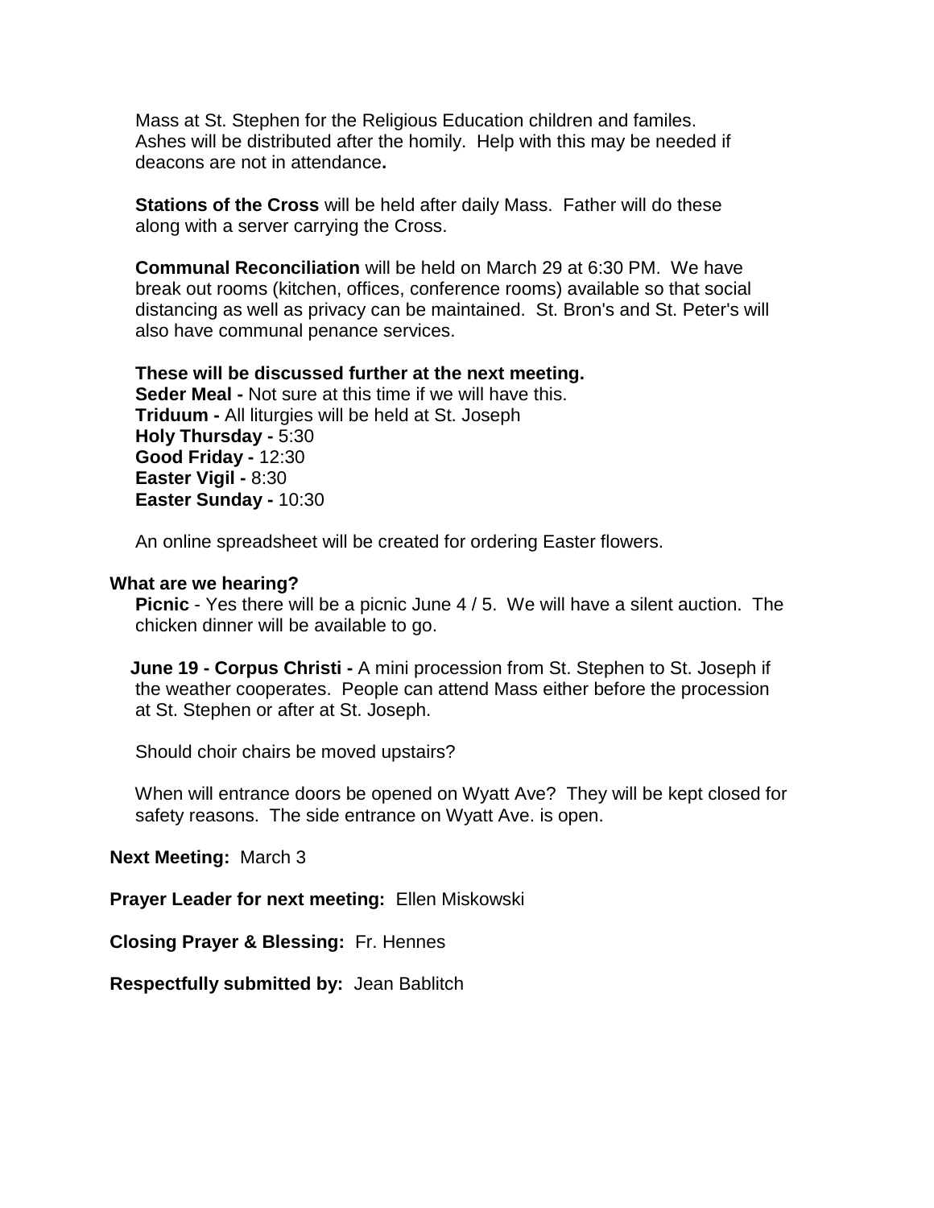Mass at St. Stephen for the Religious Education children and familes. Ashes will be distributed after the homily. Help with this may be needed if deacons are not in attendance**.**

**Stations of the Cross** will be held after daily Mass. Father will do these along with a server carrying the Cross.

**Communal Reconciliation** will be held on March 29 at 6:30 PM. We have break out rooms (kitchen, offices, conference rooms) available so that social distancing as well as privacy can be maintained. St. Bron's and St. Peter's will also have communal penance services.

**These will be discussed further at the next meeting.**
**Seder Meal -** Not sure at this time if we will have this.
**Triduum -** All liturgies will be held at St. Joseph
**Holy Thursday -** 5:30
**Good Friday -** 12:30
**Easter Vigil -** 8:30
**Easter Sunday -** 10:30

An online spreadsheet will be created for ordering Easter flowers.

**What are we hearing?**

**Picnic** - Yes there will be a picnic June 4 / 5. We will have a silent auction. The chicken dinner will be available to go.

**June 19 - Corpus Christi -** A mini procession from St. Stephen to St. Joseph if the weather cooperates. People can attend Mass either before the procession at St. Stephen or after at St. Joseph.

Should choir chairs be moved upstairs?

When will entrance doors be opened on Wyatt Ave? They will be kept closed for safety reasons. The side entrance on Wyatt Ave. is open.

**Next Meeting:** March 3

**Prayer Leader for next meeting:** Ellen Miskowski

**Closing Prayer & Blessing:** Fr. Hennes

**Respectfully submitted by:** Jean Bablitch